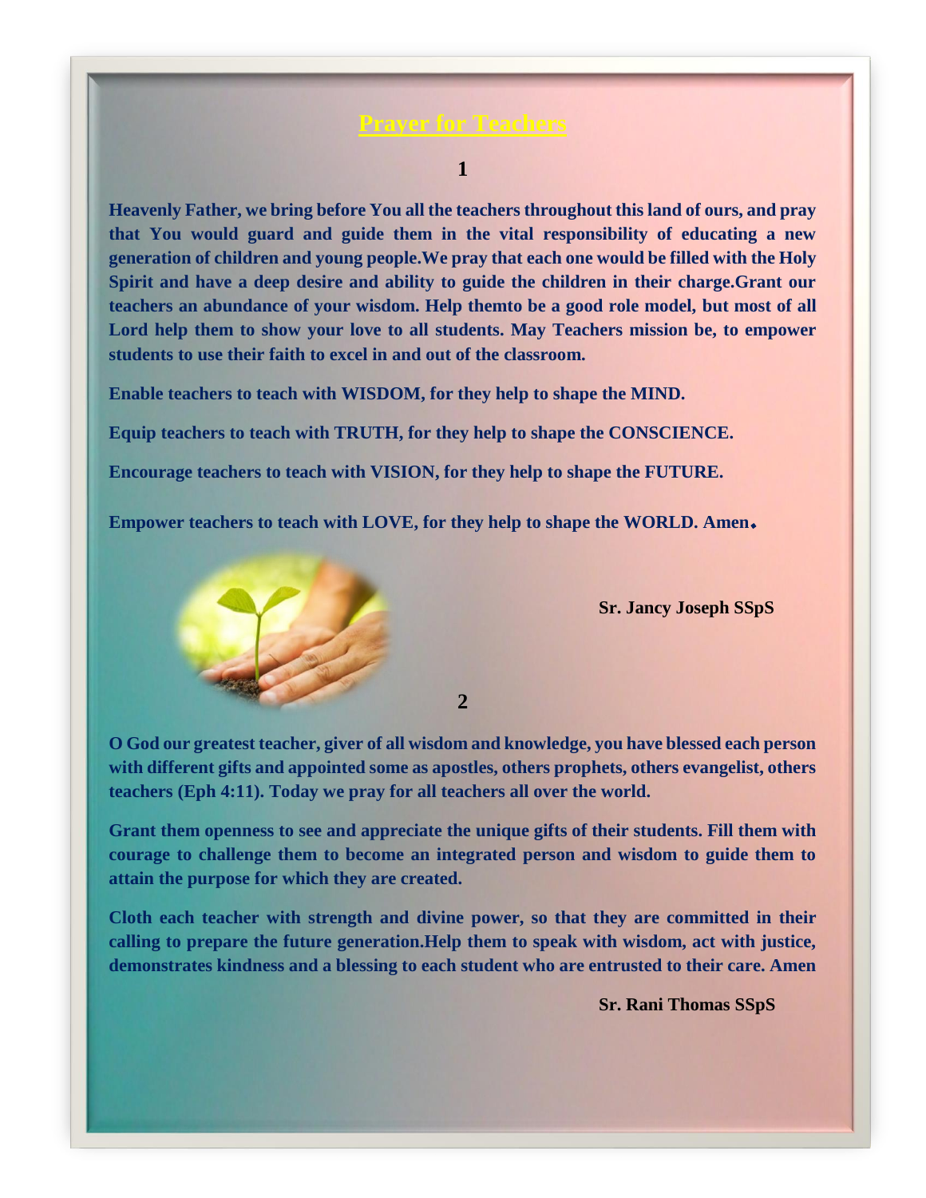# Prayer for Teachers

## 1

**Heavenly Father, we bring before You all the teachers throughout this land of ours, and pray that You would guard and guide them in the vital responsibility of educating a new generation of children and young people.We pray that each one would be filled with the Holy Spirit and have a deep desire and ability to guide the children in their charge.Grant our teachers an abundance of your wisdom. Help themto be a good role model, but most of all Lord help them to show your love to all students. May Teachers mission be, to empower students to use their faith to excel in and out of the classroom.**

**Enable teachers to teach with WISDOM, for they help to shape the MIND.**

**Equip teachers to teach with TRUTH, for they help to shape the CONSCIENCE.**

**Encourage teachers to teach with VISION, for they help to shape the FUTURE.**

**Empower teachers to teach with LOVE, for they help to shape the WORLD. Amen.**

**Sr. Jancy Joseph SSpS**

## 2

**O God our greatest teacher, giver of all wisdom and knowledge, you have blessed each person with different gifts and appointed some as apostles, others prophets, others evangelist, others teachers (Eph 4:11). Today we pray for all teachers all over the world.**

**Grant them openness to see and appreciate the unique gifts of their students. Fill them with courage to challenge them to become an integrated person and wisdom to guide them to attain the purpose for which they are created.**

**Cloth each teacher with strength and divine power, so that they are committed in their calling to prepare the future generation.Help them to speak with wisdom, act with justice, demonstrates kindness and a blessing to each student who are entrusted to their care. Amen**

**Sr. Rani Thomas SSpS**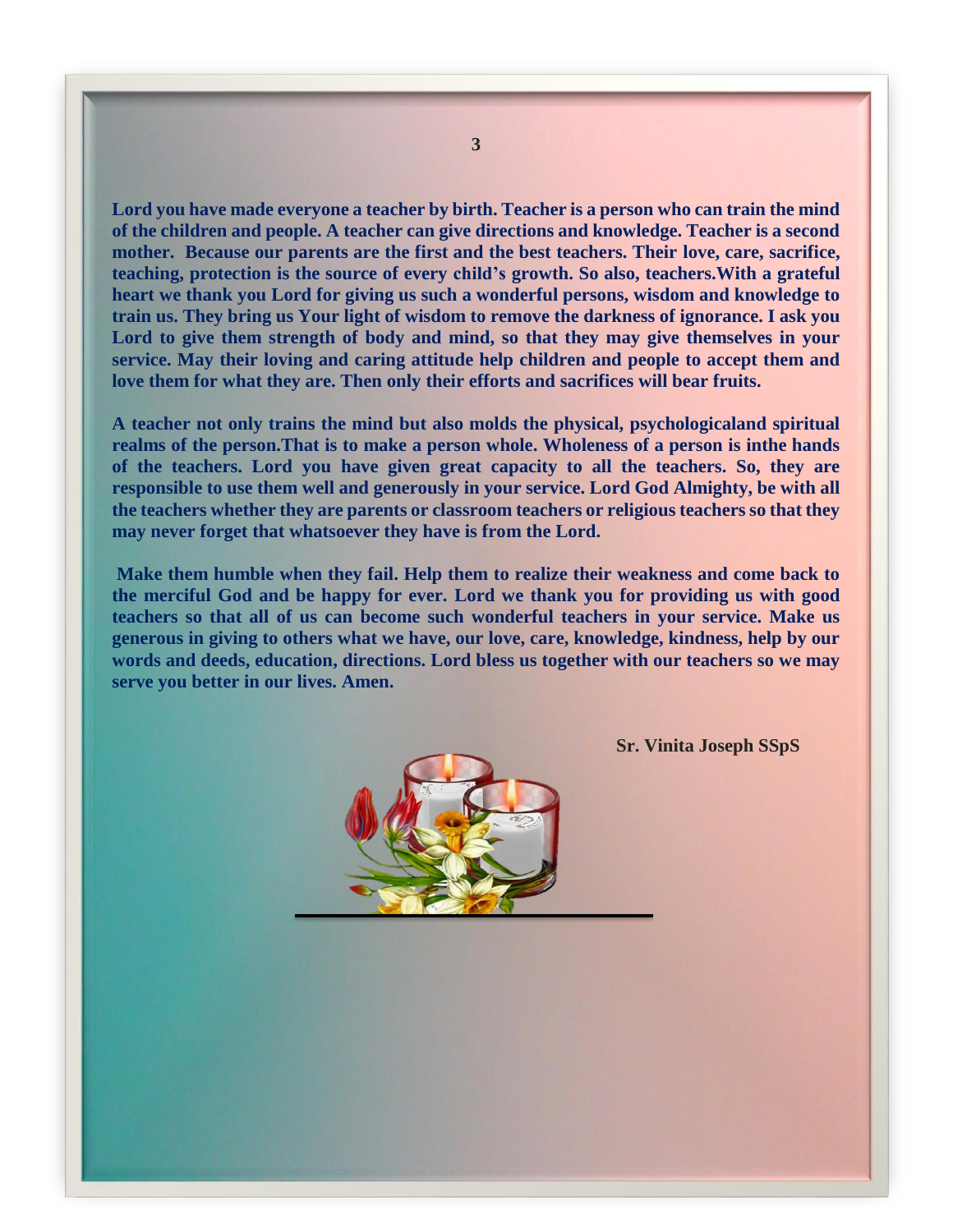**Lord you have made everyone a teacher by birth. Teacher is a person who can train the mind of the children and people. A teacher can give directions and knowledge. Teacher is a second mother. Because our parents are the first and the best teachers. Their love, care, sacrifice, teaching, protection is the source of every child's growth. So also, teachers.With a grateful heart we thank you Lord for giving us such a wonderful persons, wisdom and knowledge to train us. They bring us Your light of wisdom to remove the darkness of ignorance. I ask you Lord to give them strength of body and mind, so that they may give themselves in your service. May their loving and caring attitude help children and people to accept them and love them for what they are. Then only their efforts and sacrifices will bear fruits.**

**A teacher not only trains the mind but also molds the physical, psychologicaland spiritual realms of the person.That is to make a person whole. Wholeness of a person is inthe hands of the teachers. Lord you have given great capacity to all the teachers. So, they are responsible to use them well and generously in your service. Lord God Almighty, be with all the teachers whether they are parents or classroom teachers or religious teachers so that they may never forget that whatsoever they have is from the Lord.**

**Make them humble when they fail. Help them to realize their weakness and come back to the merciful God and be happy for ever. Lord we thank you for providing us with good teachers so that all of us can become such wonderful teachers in your service. Make us generous in giving to others what we have, our love, care, knowledge, kindness, help by our words and deeds, education, directions. Lord bless us together with our teachers so we may serve you better in our lives. Amen.**

**Sr. Vinita Joseph SSpS**